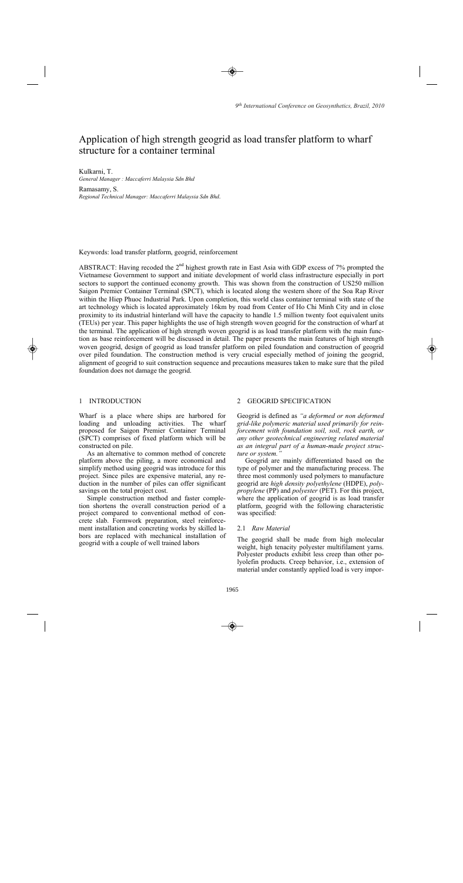# Application of high strength geogrid as load transfer platform to wharf structure for a container terminal

Kulkarni, T.
*General Manager : Maccaferri Malaysia Sdn Bhd*

Ramasamy, S.
*Regional Technical Manager: Maccaferri Malaysia Sdn Bhd.*

Keywords: load transfer platform, geogrid, reinforcement

ABSTRACT: Having recoded the 2nd highest growth rate in East Asia with GDP excess of 7% prompted the Vietnamese Government to support and initiate development of world class infrastructure especially in port sectors to support the continued economy growth. This was shown from the construction of US250 million Saigon Premier Container Terminal (SPCT), which is located along the western shore of the Soa Rap River within the Hiep Phuoc Industrial Park. Upon completion, this world class container terminal with state of the art technology which is located approximately 16km by road from Center of Ho Chi Minh City and in close proximity to its industrial hinterland will have the capacity to handle 1.5 million twenty foot equivalent units (TEUs) per year. This paper highlights the use of high strength woven geogrid for the construction of wharf at the terminal. The application of high strength woven geogrid is as load transfer platform with the main function as base reinforcement will be discussed in detail. The paper presents the main features of high strength woven geogrid, design of geogrid as load transfer platform on piled foundation and construction of geogrid over piled foundation. The construction method is very crucial especially method of joining the geogrid, alignment of geogrid to suit construction sequence and precautions measures taken to make sure that the piled foundation does not damage the geogrid.

## 1 INTRODUCTION

Wharf is a place where ships are harbored for loading and unloading activities. The wharf proposed for Saigon Premier Container Terminal (SPCT) comprises of fixed platform which will be constructed on pile.

As an alternative to common method of concrete platform above the piling, a more economical and simplify method using geogrid was introduce for this project. Since piles are expensive material, any reduction in the number of piles can offer significant savings on the total project cost.

Simple construction method and faster completion shortens the overall construction period of a project compared to conventional method of concrete slab. Formwork preparation, steel reinforcement installation and concreting works by skilled labors are replaced with mechanical installation of geogrid with a couple of well trained labors

## 2 GEOGRID SPECIFICATION

Geogrid is defined as *"a deformed or non deformed grid-like polymeric material used primarily for reinforcement with foundation soil, soil, rock earth, or any other geotechnical engineering related material as an integral part of a human-made project structure or system."*

Geogrid are mainly differentiated based on the type of polymer and the manufacturing process. The three most commonly used polymers to manufacture geogrid are *high density polyethylene* (HDPE), *polypropylene* (PP) and *polyester* (PET). For this project, where the application of geogrid is as load transfer platform, geogrid with the following characteristic was specified:

### 2.1 *Raw Material*

The geogrid shall be made from high molecular weight, high tenacity polyester multifilament yarns. Polyester products exhibit less creep than other polyolefin products. Creep behavior, i.e., extension of material under constantly applied load is very impor-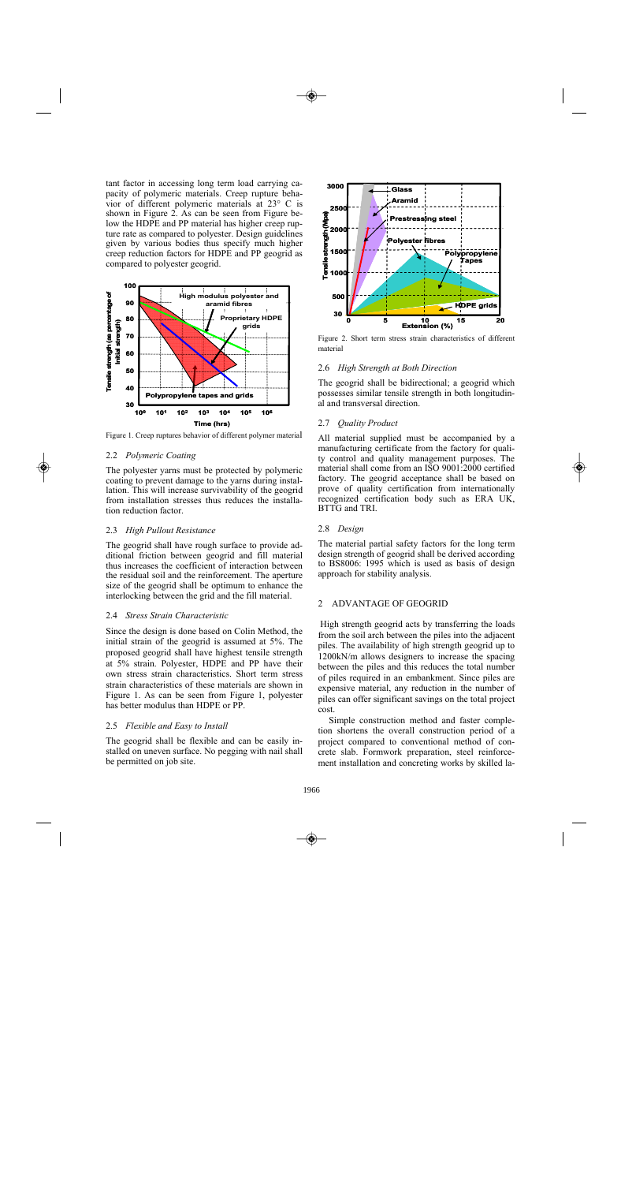tant factor in accessing long term load carrying capacity of polymeric materials. Creep rupture behavior of different polymeric materials at 23° C is shown in Figure 2. As can be seen from Figure below the HDPE and PP material has higher creep rupture rate as compared to polyester. Design guidelines given by various bodies thus specify much higher creep reduction factors for HDPE and PP geogrid as compared to polyester geogrid.

Figure 1. Creep ruptures behavior of different polymer material

### 2.2 *Polymeric Coating*

The polyester yarns must be protected by polymeric coating to prevent damage to the yarns during installation. This will increase survivability of the geogrid from installation stresses thus reduces the installation reduction factor.

### 2.3 *High Pullout Resistance*

The geogrid shall have rough surface to provide additional friction between geogrid and fill material thus increases the coefficient of interaction between the residual soil and the reinforcement. The aperture size of the geogrid shall be optimum to enhance the interlocking between the grid and the fill material.

### 2.4 *Stress Strain Characteristic*

Since the design is done based on Colin Method, the initial strain of the geogrid is assumed at 5%. The proposed geogrid shall have highest tensile strength at 5% strain. Polyester, HDPE and PP have their own stress strain characteristics. Short term stress strain characteristics of these materials are shown in Figure 1. As can be seen from Figure 1, polyester has better modulus than HDPE or PP.

### 2.5 *Flexible and Easy to Install*

The geogrid shall be flexible and can be easily installed on uneven surface. No pegging with nail shall be permitted on job site.

Figure 2. Short term stress strain characteristics of different material

### 2.6 *High Strength at Both Direction*

The geogrid shall be bidirectional; a geogrid which possesses similar tensile strength in both longitudinal and transversal direction.

### 2.7 *Quality Product*

All material supplied must be accompanied by a manufacturing certificate from the factory for quality control and quality management purposes. The material shall come from an ISO 9001:2000 certified factory. The geogrid acceptance shall be based on prove of quality certification from internationally recognized certification body such as ERA UK, BTTG and TRI.

### 2.8 *Design*

The material partial safety factors for the long term design strength of geogrid shall be derived according to BS8006: 1995 which is used as basis of design approach for stability analysis.

## 2 ADVANTAGE OF GEOGRID

High strength geogrid acts by transferring the loads from the soil arch between the piles into the adjacent piles. The availability of high strength geogrid up to 1200kN/m allows designers to increase the spacing between the piles and this reduces the total number of piles required in an embankment. Since piles are expensive material, any reduction in the number of piles can offer significant savings on the total project cost.

Simple construction method and faster completion shortens the overall construction period of a project compared to conventional method of concrete slab. Formwork preparation, steel reinforcement installation and concreting works by skilled la-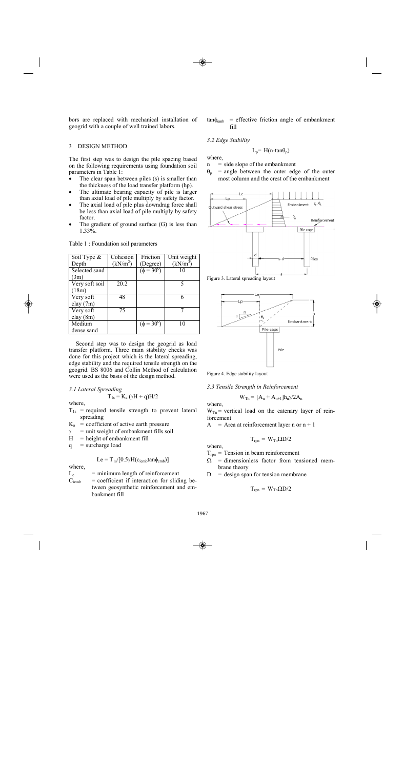bors are replaced with mechanical installation of geogrid with a couple of well trained labors.

## 3 DESIGN METHOD

The first step was to design the pile spacing based on the following requirements using foundation soil parameters in Table 1:

- The clear span between piles (s) is smaller than the thickness of the load transfer platform (hp).
- The ultimate bearing capacity of pile is larger than axial load of pile multiply by safety factor.
- The axial load of pile plus downdrag force shall be less than axial load of pile multiply by safety factor.
- The gradient of ground surface (G) is less than 1.33%.

Table 1 : Foundation soil parameters

| Soil Type & Depth | Cohesion ($kN/m^2$) | Friction (Degree) | Unit weight ($kN/m^3$) |
|---|---|---|---|
| Selected sand (3m) | | ($\phi = 30°$) | 10 |
| Very soft soil (18m) | 20.2 | | 5 |
| Very soft clay (7m) | 48 | | 6 |
| Very soft clay (8m) | 75 | | 7 |
| Medium dense sand | | ($\phi = 30°$) | 10 |

Second step was to design the geogrid as load transfer platform. Three main stability checks was done for this project which is the lateral spreading, edge stability and the required tensile strength on the geogrid. BS 8006 and Collin Method of calculation were used as the basis of the design method.

### *3.1 Lateral Spreading*

$$T_{1s} = K_a (\gamma H + q)H/2$$

where,

$T_{1s}$ = required tensile strength to prevent lateral spreading

$K_a$ = coefficient of active earth pressure

$\gamma$ = unit weight of embankment fills soil

$H$ = height of embankment fill

$q$ = surcharge load

$$Le = T_{1s}/[0.5\gamma H(c_{iemb}\tan\phi_{emb})]$$

where,

$L_e$ = minimum length of reinforcement

$C_{iemb}$ = coefficient if interaction for sliding between geosynthetic reinforcement and embankment fill

$\tan\phi_{emb}$ = effective friction angle of embankment fill

### *3.2 Edge Stability*

$$L_p = H(n\text{-}\tan\theta_p)$$

where,

$n$ = side slope of the embankment

$\theta_p$ = angle between the outer edge of the outer most column and the crest of the embankment

Figure 3. Lateral spreading layout

Figure 4. Edge stability layout

### *3.3 Tensile Strength in Reinforcement*

$$W_{Tn} = [A_n + A_{n+1}]h_n\gamma/2A_n$$

where,

$W_{Tn}$ = vertical load on the catenary layer of reinforcement

$A$ = Area at reinforcement layer n or n + 1

$$T_{rpn} = W_{Tn}\Omega D/2$$

where,

$T_{rpn}$ = Tension in beam reinforcement

$\Omega$ = dimensionless factor from tensioned membrane theory

$D$ = design span for tension membrane

$$T_{rpn} = W_{Tn}\Omega D/2$$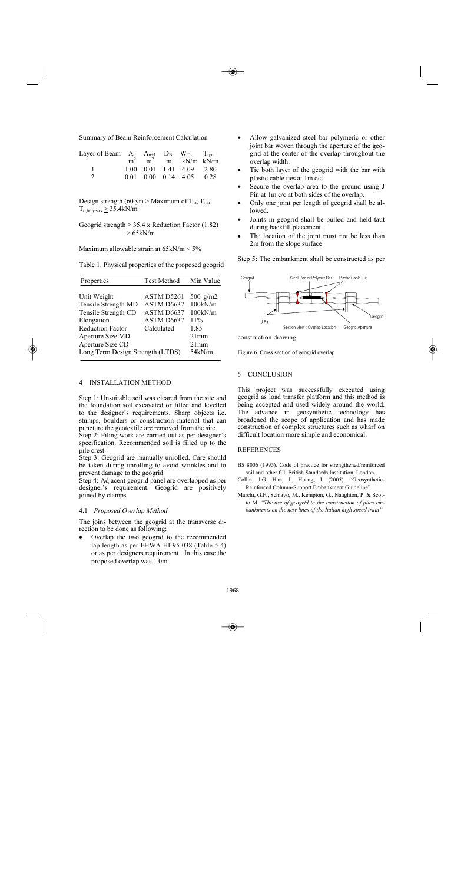Summary of Beam Reinforcement Calculation

| Layer of Beam | $A_n$ $m^2$ | $A_{n+1}$ $m^2$ | $D_B$ m | $W_{Tn}$ kN/m | $T_{rpn}$ kN/m |
|---|---|---|---|---|---|
| 1 | 1.00 | 0.01 | 1.41 | 4.09 | 2.80 |
| 2 | 0.01 | 0.00 | 0.14 | 4.05 | 0.28 |

Design strength (60 yr) $\geq$ Maximum of $T_{1s}$, $T_{rpn}$
$T_{d,60\ years} \geq 35.4$kN/m

Geogrid strength > 35.4 x Reduction Factor (1.82)
> 65kN/m

Maximum allowable strain at 65kN/m < 5%

Table 1. Physical properties of the proposed geogrid

| Properties | Test Method | Min Value |
|---|---|---|
| Unit Weight | ASTM D5261 | 500 g/m2 |
| Tensile Strength MD | ASTM D6637 | 100kN/m |
| Tensile Strength CD | ASTM D6637 | 100kN/m |
| Elongation | ASTM D6637 | 11% |
| Reduction Factor | Calculated | 1.85 |
| Aperture Size MD | | 21mm |
| Aperture Size CD | | 21mm |
| Long Term Design Strength (LTDS) | | 54kN/m |

## 4 INSTALLATION METHOD

Step 1: Unsuitable soil was cleared from the site and the foundation soil excavated or filled and levelled to the designer's requirements. Sharp objects i.e. stumps, boulders or construction material that can puncture the geotextile are removed from the site.

Step 2: Piling work are carried out as per designer's specification. Recommended soil is filled up to the pile crest.

Step 3: Geogrid are manually unrolled. Care should be taken during unrolling to avoid wrinkles and to prevent damage to the geogrid.

Step 4: Adjacent geogrid panel are overlapped as per designer's requirement. Geogrid are positively joined by clamps

### 4.1 *Proposed Overlap Method*

The joins between the geogrid at the transverse direction to be done as following:

- Overlap the two geogrid to the recommended lap length as per FHWA HI-95-038 (Table 5-4) or as per designers requirement. In this case the proposed overlap was 1.0m.
- Allow galvanized steel bar polymeric or other joint bar woven through the aperture of the geogrid at the center of the overlap throughout the overlap width.
- Tie both layer of the geogrid with the bar with plastic cable ties at 1m c/c.
- Secure the overlap area to the ground using J Pin at 1m c/c at both sides of the overlap.
- Only one joint per length of geogrid shall be allowed.
- Joints in geogrid shall be pulled and held taut during backfill placement.
- The location of the joint must not be less than 2m from the slope surface

Step 5: The embankment shall be constructed as per construction drawing

Geogrid
Steel Rod or Polymer Bar
Plastic Cable Tie
Geogrid
J Pin
Section View : Overlap Location
Geogrid Aperture

Figure 6. Cross section of geogrid overlap

## 5 CONCLUSION

This project was successfully executed using geogrid as load transfer platform and this method is being accepted and used widely around the world. The advance in geosynthetic technology has broadened the scope of application and has made construction of complex structures such as wharf on difficult location more simple and economical.

## REFERENCES

BS 8006 (1995). Code of practice for strengthened/reinforced soil and other fill. British Standards Institution, London

Collin, J.G, Han, J., Huang, J. (2005). "Geosynthetic-Reinforced Column-Support Embankment Guideline"

Marchi, G.F., Schiavo, M., Kempton, G., Naughton, P. & Scotto M. *"The use of geogrid in the construction of piles embankments on the new lines of the Italian high speed train"*